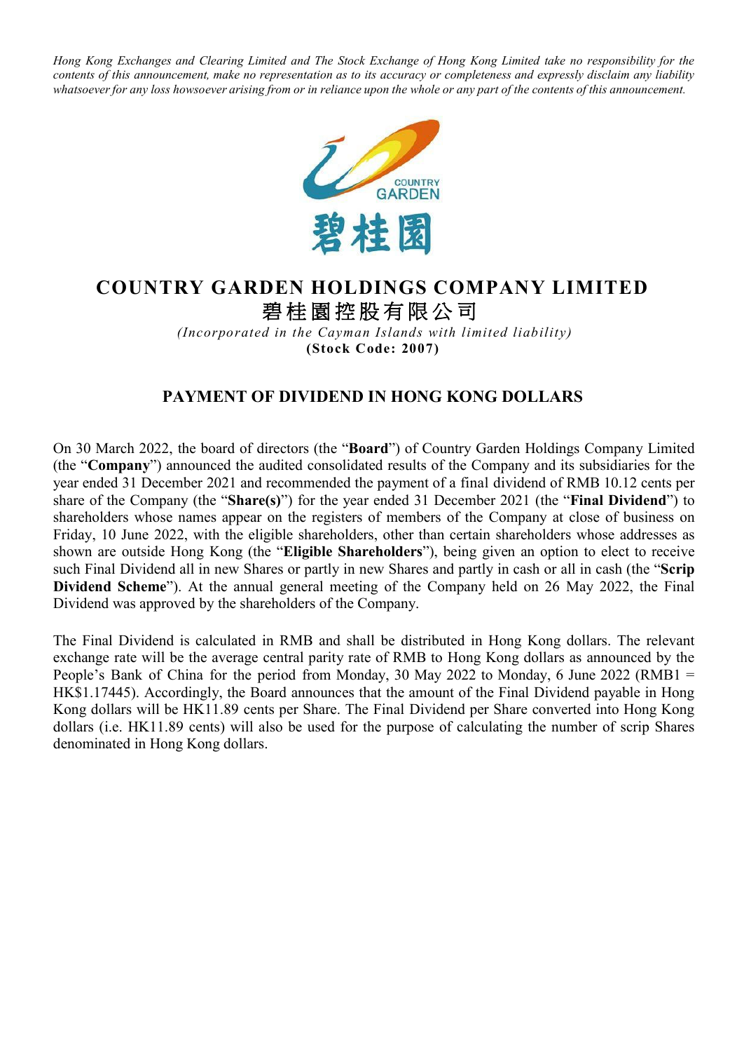*Hong Kong Exchanges and Clearing Limited and The Stock Exchange of Hong Kong Limited take no responsibility for the contents of this announcement, make no representation as to its accuracy or completeness and expressly disclaim any liability whatsoever for any loss howsoever arising from or in reliance upon the whole or any part of the contents of this announcement.*

# COUNTRY GARDEN HOLDINGS COMPANY LIMITED
# 碧桂園控股有限公司

*(Incorporated in the Cayman Islands with limited liability)*
**(Stock Code: 2007)**

## PAYMENT OF DIVIDEND IN HONG KONG DOLLARS

On 30 March 2022, the board of directors (the "**Board**") of Country Garden Holdings Company Limited (the "**Company**") announced the audited consolidated results of the Company and its subsidiaries for the year ended 31 December 2021 and recommended the payment of a final dividend of RMB 10.12 cents per share of the Company (the "**Share(s)**") for the year ended 31 December 2021 (the "**Final Dividend**") to shareholders whose names appear on the registers of members of the Company at close of business on Friday, 10 June 2022, with the eligible shareholders, other than certain shareholders whose addresses as shown are outside Hong Kong (the "**Eligible Shareholders**"), being given an option to elect to receive such Final Dividend all in new Shares or partly in new Shares and partly in cash or all in cash (the "**Scrip Dividend Scheme**"). At the annual general meeting of the Company held on 26 May 2022, the Final Dividend was approved by the shareholders of the Company.

The Final Dividend is calculated in RMB and shall be distributed in Hong Kong dollars. The relevant exchange rate will be the average central parity rate of RMB to Hong Kong dollars as announced by the People's Bank of China for the period from Monday, 30 May 2022 to Monday, 6 June 2022 (RMB1 = HK$1.17445). Accordingly, the Board announces that the amount of the Final Dividend payable in Hong Kong dollars will be HK11.89 cents per Share. The Final Dividend per Share converted into Hong Kong dollars (i.e. HK11.89 cents) will also be used for the purpose of calculating the number of scrip Shares denominated in Hong Kong dollars.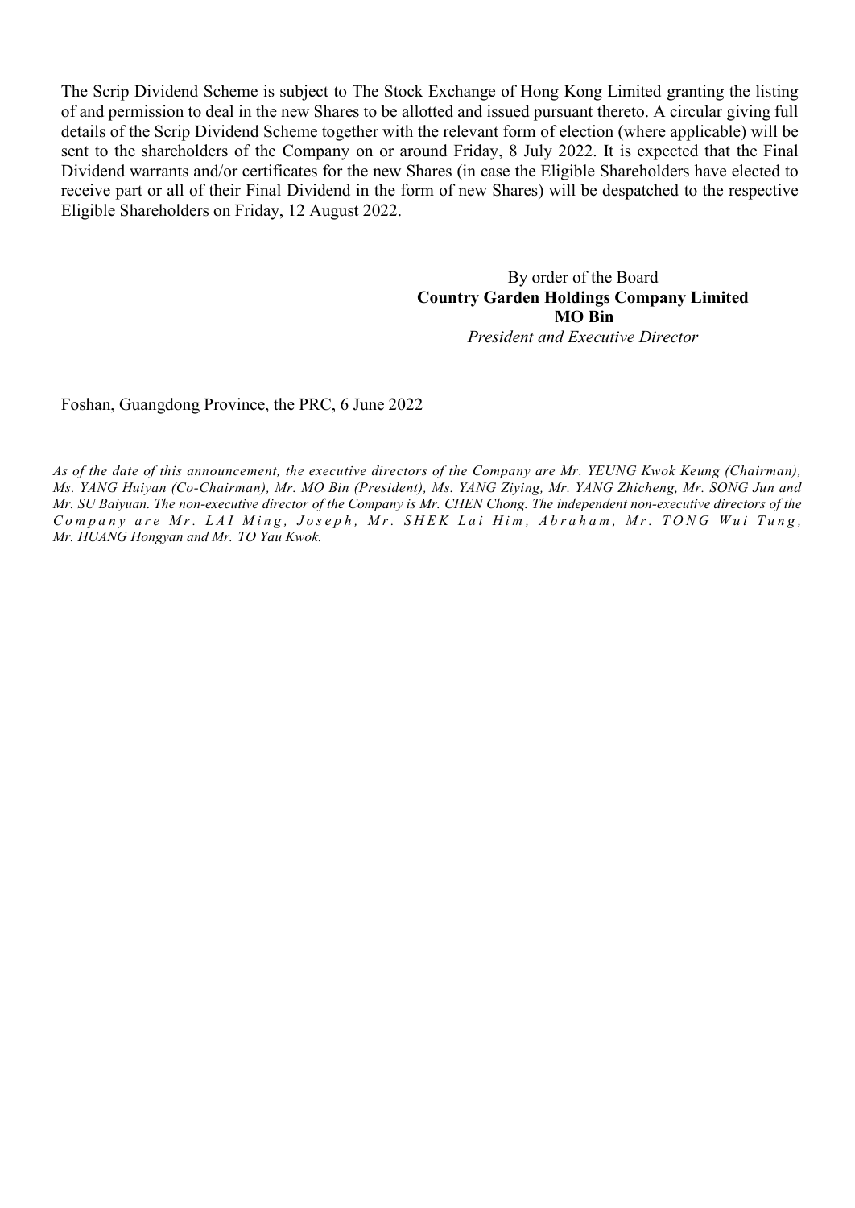The Scrip Dividend Scheme is subject to The Stock Exchange of Hong Kong Limited granting the listing of and permission to deal in the new Shares to be allotted and issued pursuant thereto. A circular giving full details of the Scrip Dividend Scheme together with the relevant form of election (where applicable) will be sent to the shareholders of the Company on or around Friday, 8 July 2022. It is expected that the Final Dividend warrants and/or certificates for the new Shares (in case the Eligible Shareholders have elected to receive part or all of their Final Dividend in the form of new Shares) will be despatched to the respective Eligible Shareholders on Friday, 12 August 2022.

By order of the Board
**Country Garden Holdings Company Limited**
**MO Bin**
*President and Executive Director*

Foshan, Guangdong Province, the PRC, 6 June 2022

*As of the date of this announcement, the executive directors of the Company are Mr. YEUNG Kwok Keung (Chairman), Ms. YANG Huiyan (Co-Chairman), Mr. MO Bin (President), Ms. YANG Ziying, Mr. YANG Zhicheng, Mr. SONG Jun and Mr. SU Baiyuan. The non-executive director of the Company is Mr. CHEN Chong. The independent non-executive directors of the Company are Mr. LAI Ming, Joseph, Mr. SHEK Lai Him, Abraham, Mr. TONG Wui Tung, Mr. HUANG Hongyan and Mr. TO Yau Kwok.*